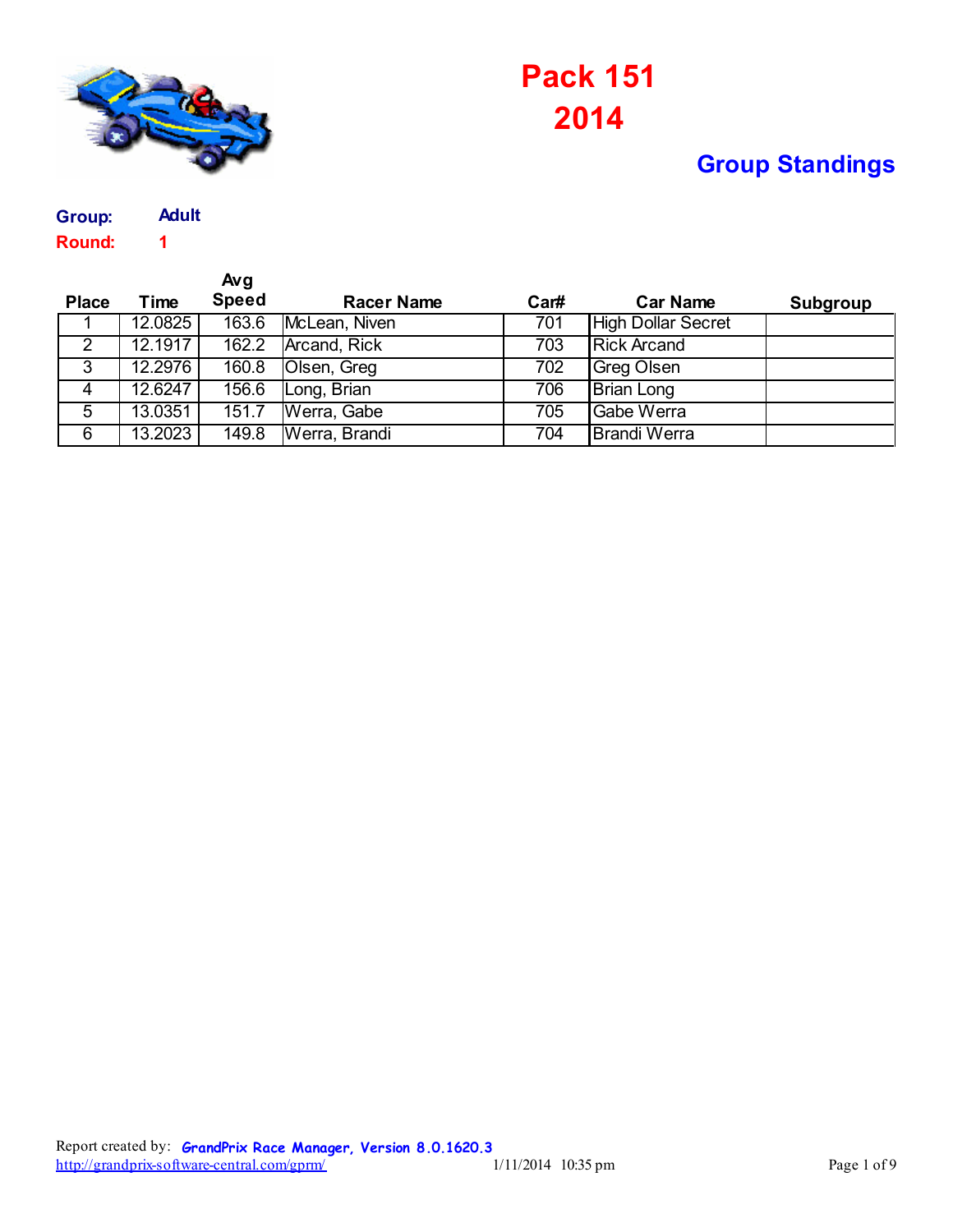# Pack 151
# 2014

## Group Standings

**Group:** Adult
**Round:** 1

| Place | Time | Avg Speed | Racer Name | Car# | Car Name | Subgroup |
|---|---|---|---|---|---|---|
| 1 | 12.0825 | 163.6 | McLean, Niven | 701 | High Dollar Secret | |
| 2 | 12.1917 | 162.2 | Arcand, Rick | 703 | Rick Arcand | |
| 3 | 12.2976 | 160.8 | Olsen, Greg | 702 | Greg Olsen | |
| 4 | 12.6247 | 156.6 | Long, Brian | 706 | Brian Long | |
| 5 | 13.0351 | 151.7 | Werra, Gabe | 705 | Gabe Werra | |
| 6 | 13.2023 | 149.8 | Werra, Brandi | 704 | Brandi Werra | |

Report created by: GrandPrix Race Manager, Version 8.0.1620.3
http://grandprix-software-central.com/gprm/ 1/11/2014 10:35 pm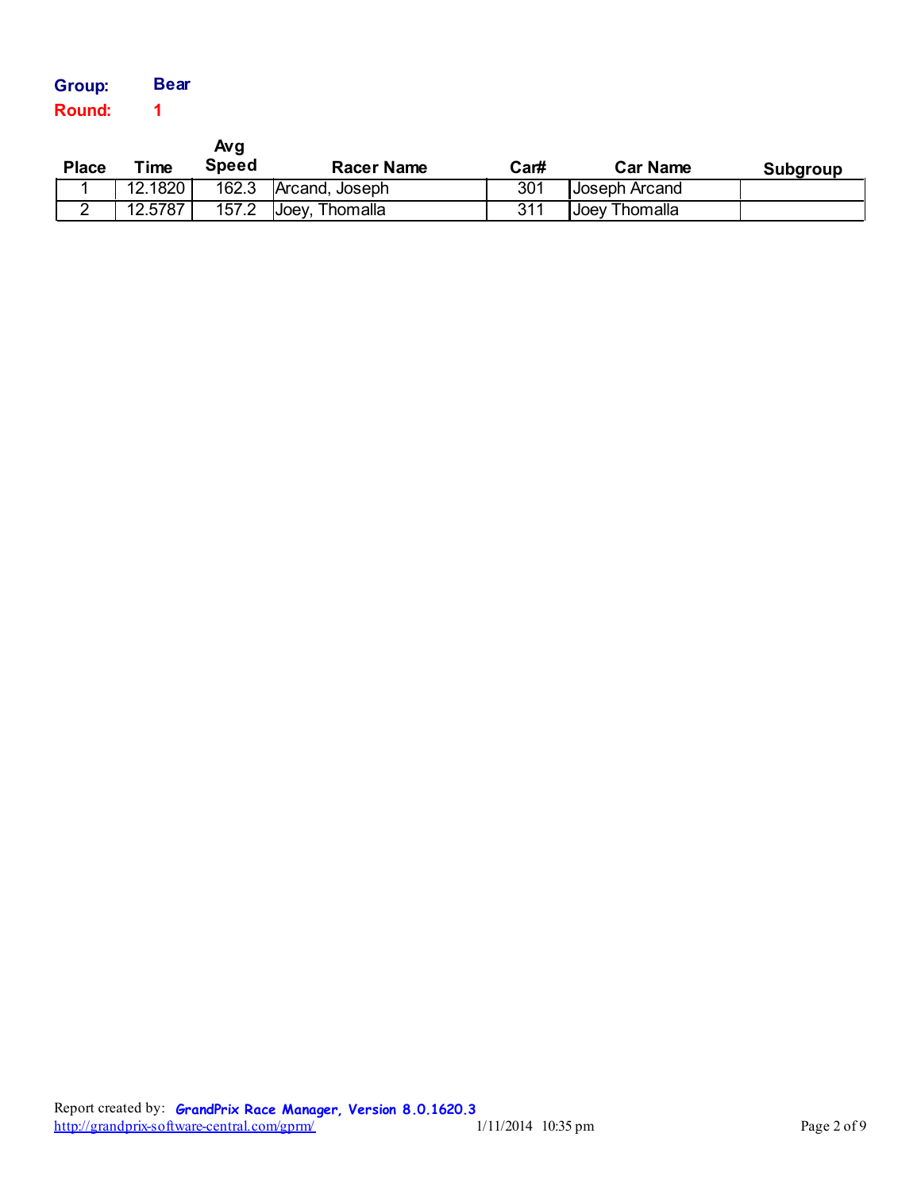**Group:** **Bear**

**Round:** **1**

| Place | Time | Avg Speed | Racer Name | Car# | Car Name | Subgroup |
|---|---|---|---|---|---|---|
| 1 | 12.1820 | 162.3 | Arcand, Joseph | 301 | Joseph Arcand | |
| 2 | 12.5787 | 157.2 | Joey, Thomalla | 311 | Joey Thomalla | |

Report created by: **GrandPrix Race Manager, Version 8.0.1620.3**
http://grandprix-software-central.com/gprm/ 1/11/2014 10:35 pm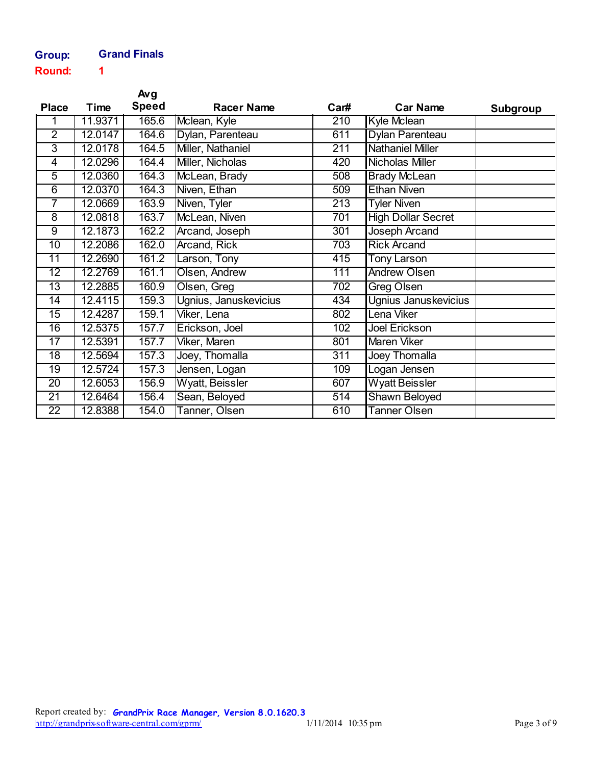**Group:** **Grand Finals**

**Round:** **1**

| Place | Time | Avg Speed | Racer Name | Car# | Car Name | Subgroup |
|---|---|---|---|---|---|---|
| 1 | 11.9371 | 165.6 | Mclean, Kyle | 210 | Kyle Mclean | |
| 2 | 12.0147 | 164.6 | Dylan, Parenteau | 611 | Dylan Parenteau | |
| 3 | 12.0178 | 164.5 | Miller, Nathaniel | 211 | Nathaniel Miller | |
| 4 | 12.0296 | 164.4 | Miller, Nicholas | 420 | Nicholas Miller | |
| 5 | 12.0360 | 164.3 | McLean, Brady | 508 | Brady McLean | |
| 6 | 12.0370 | 164.3 | Niven, Ethan | 509 | Ethan Niven | |
| 7 | 12.0669 | 163.9 | Niven, Tyler | 213 | Tyler Niven | |
| 8 | 12.0818 | 163.7 | McLean, Niven | 701 | High Dollar Secret | |
| 9 | 12.1873 | 162.2 | Arcand, Joseph | 301 | Joseph Arcand | |
| 10 | 12.2086 | 162.0 | Arcand, Rick | 703 | Rick Arcand | |
| 11 | 12.2690 | 161.2 | Larson, Tony | 415 | Tony Larson | |
| 12 | 12.2769 | 161.1 | Olsen, Andrew | 111 | Andrew Olsen | |
| 13 | 12.2885 | 160.9 | Olsen, Greg | 702 | Greg Olsen | |
| 14 | 12.4115 | 159.3 | Ugnius, Januskevicius | 434 | Ugnius Januskevicius | |
| 15 | 12.4287 | 159.1 | Viker, Lena | 802 | Lena Viker | |
| 16 | 12.5375 | 157.7 | Erickson, Joel | 102 | Joel Erickson | |
| 17 | 12.5391 | 157.7 | Viker, Maren | 801 | Maren Viker | |
| 18 | 12.5694 | 157.3 | Joey, Thomalla | 311 | Joey Thomalla | |
| 19 | 12.5724 | 157.3 | Jensen, Logan | 109 | Logan Jensen | |
| 20 | 12.6053 | 156.9 | Wyatt, Beissler | 607 | Wyatt Beissler | |
| 21 | 12.6464 | 156.4 | Sean, Beloyed | 514 | Shawn Beloyed | |
| 22 | 12.8388 | 154.0 | Tanner, Olsen | 610 | Tanner Olsen | |

Report created by: GrandPrix Race Manager, Version 8.0.1620.3
http://grandprix-software-central.com/gprm/ 1/11/2014 10:35 pm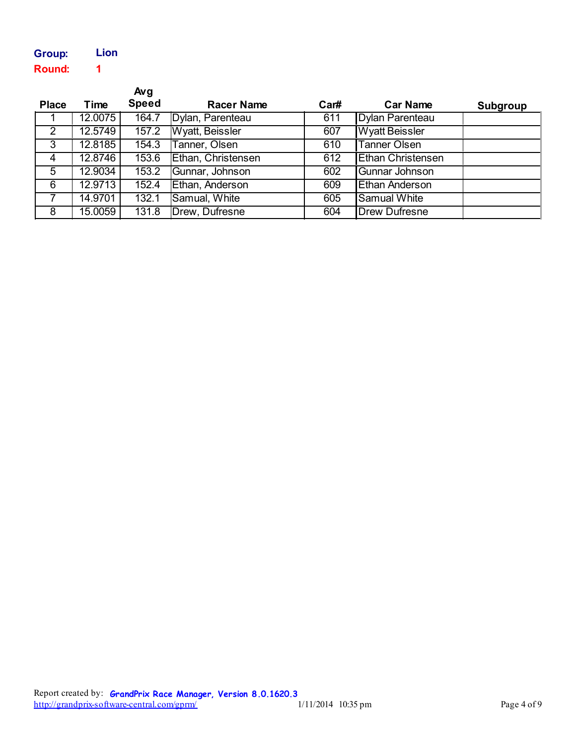**Group:** Lion

**Round:** 1

| Place | Time | Avg Speed | Racer Name | Car# | Car Name | Subgroup |
|---|---|---|---|---|---|---|
| 1 | 12.0075 | 164.7 | Dylan, Parenteau | 611 | Dylan Parenteau | |
| 2 | 12.5749 | 157.2 | Wyatt, Beissler | 607 | Wyatt Beissler | |
| 3 | 12.8185 | 154.3 | Tanner, Olsen | 610 | Tanner Olsen | |
| 4 | 12.8746 | 153.6 | Ethan, Christensen | 612 | Ethan Christensen | |
| 5 | 12.9034 | 153.2 | Gunnar, Johnson | 602 | Gunnar Johnson | |
| 6 | 12.9713 | 152.4 | Ethan, Anderson | 609 | Ethan Anderson | |
| 7 | 14.9701 | 132.1 | Samual, White | 605 | Samual White | |
| 8 | 15.0059 | 131.8 | Drew, Dufresne | 604 | Drew Dufresne | |

Report created by: **GrandPrix Race Manager, Version 8.0.1620.3**
http://grandprix-software-central.com/gprm/ 1/11/2014 10:35 pm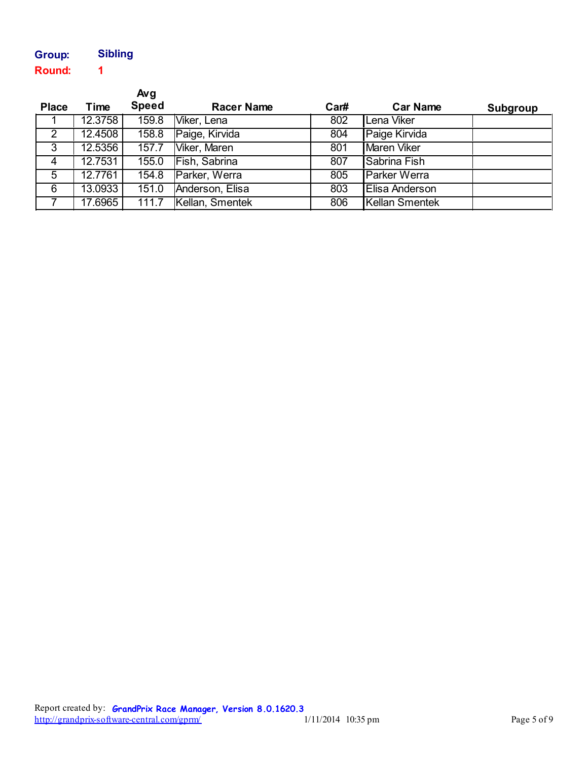**Group:** Sibling

**Round:** 1

| Place | Time | Avg Speed | Racer Name | Car# | Car Name | Subgroup |
|---|---|---|---|---|---|---|
| 1 | 12.3758 | 159.8 | Viker, Lena | 802 | Lena Viker | |
| 2 | 12.4508 | 158.8 | Paige, Kirvida | 804 | Paige Kirvida | |
| 3 | 12.5356 | 157.7 | Viker, Maren | 801 | Maren Viker | |
| 4 | 12.7531 | 155.0 | Fish, Sabrina | 807 | Sabrina Fish | |
| 5 | 12.7761 | 154.8 | Parker, Werra | 805 | Parker Werra | |
| 6 | 13.0933 | 151.0 | Anderson, Elisa | 803 | Elisa Anderson | |
| 7 | 17.6965 | 111.7 | Kellan, Smentek | 806 | Kellan Smentek | |

Report created by: **GrandPrix Race Manager, Version 8.0.1620.3**
http://grandprix-software-central.com/gprm/ 1/11/2014 10:35 pm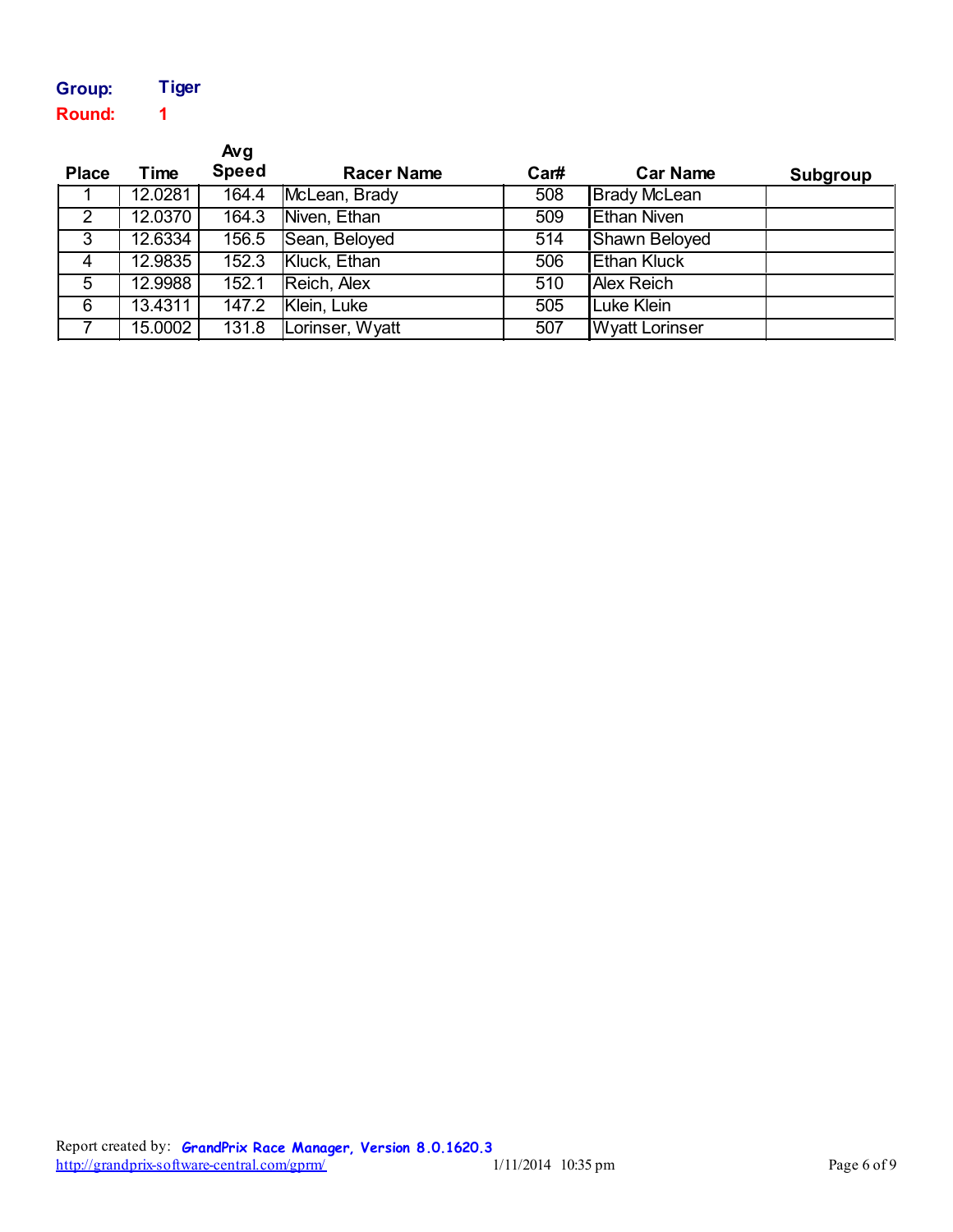**Group:** **Tiger**

**Round:** **1**

| Place | Time | Avg Speed | Racer Name | Car# | Car Name | Subgroup |
|---|---|---|---|---|---|---|
| 1 | 12.0281 | 164.4 | McLean, Brady | 508 | Brady McLean | |
| 2 | 12.0370 | 164.3 | Niven, Ethan | 509 | Ethan Niven | |
| 3 | 12.6334 | 156.5 | Sean, Beloyed | 514 | Shawn Beloyed | |
| 4 | 12.9835 | 152.3 | Kluck, Ethan | 506 | Ethan Kluck | |
| 5 | 12.9988 | 152.1 | Reich, Alex | 510 | Alex Reich | |
| 6 | 13.4311 | 147.2 | Klein, Luke | 505 | Luke Klein | |
| 7 | 15.0002 | 131.8 | Lorinser, Wyatt | 507 | Wyatt Lorinser | |

Report created by: GrandPrix Race Manager, Version 8.0.1620.3
http://grandprix-software-central.com/gprm/ 1/11/2014 10:35 pm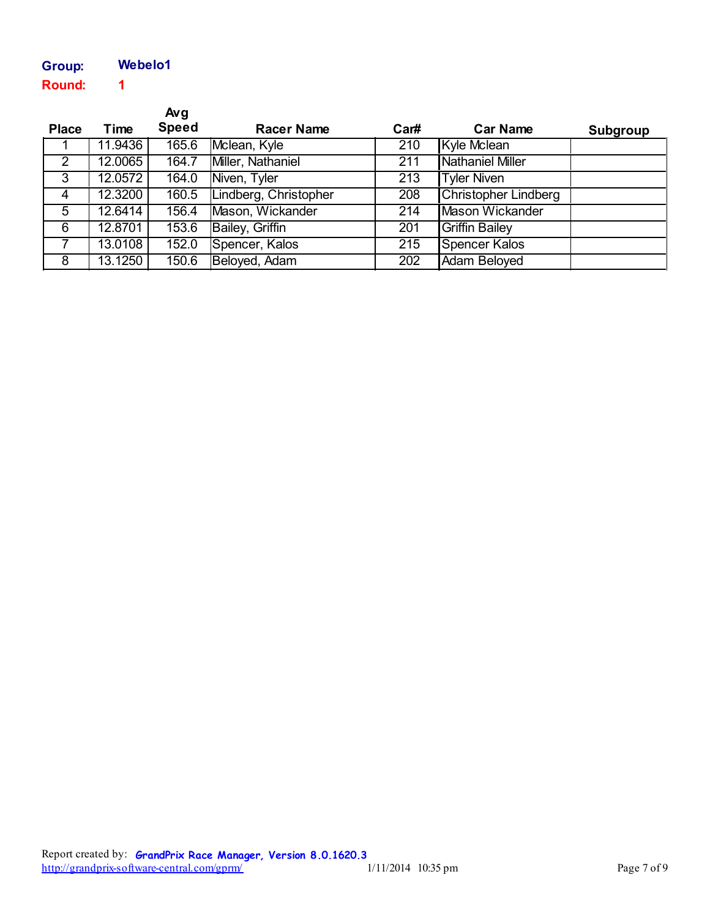**Group:** **Webelo1**

**Round:** **1**

| Place | Time | Avg Speed | Racer Name | Car# | Car Name | Subgroup |
|---|---|---|---|---|---|---|
| 1 | 11.9436 | 165.6 | Mclean, Kyle | 210 | Kyle Mclean | |
| 2 | 12.0065 | 164.7 | Miller, Nathaniel | 211 | Nathaniel Miller | |
| 3 | 12.0572 | 164.0 | Niven, Tyler | 213 | Tyler Niven | |
| 4 | 12.3200 | 160.5 | Lindberg, Christopher | 208 | Christopher Lindberg | |
| 5 | 12.6414 | 156.4 | Mason, Wickander | 214 | Mason Wickander | |
| 6 | 12.8701 | 153.6 | Bailey, Griffin | 201 | Griffin Bailey | |
| 7 | 13.0108 | 152.0 | Spencer, Kalos | 215 | Spencer Kalos | |
| 8 | 13.1250 | 150.6 | Beloyed, Adam | 202 | Adam Beloyed | |

Report created by: **GrandPrix Race Manager, Version 8.0.1620.3**
http://grandprix-software-central.com/gprm/ 1/11/2014 10:35 pm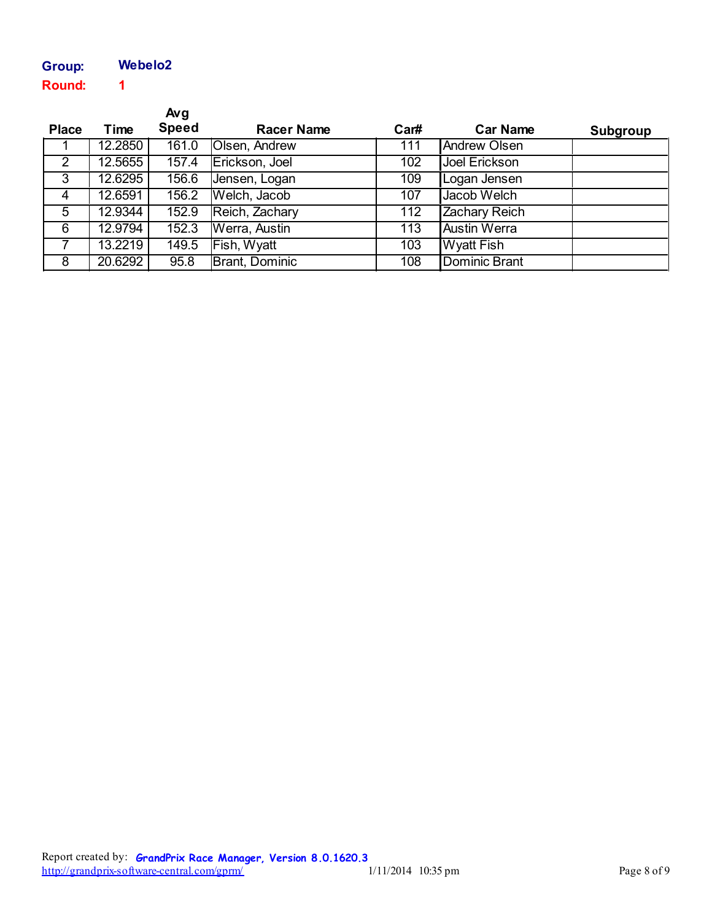**Group:** **Webelo2**

**Round:** **1**

| Place | Time | Avg Speed | Racer Name | Car# | Car Name | Subgroup |
|---|---|---|---|---|---|---|
| 1 | 12.2850 | 161.0 | Olsen, Andrew | 111 | Andrew Olsen | |
| 2 | 12.5655 | 157.4 | Erickson, Joel | 102 | Joel Erickson | |
| 3 | 12.6295 | 156.6 | Jensen, Logan | 109 | Logan Jensen | |
| 4 | 12.6591 | 156.2 | Welch, Jacob | 107 | Jacob Welch | |
| 5 | 12.9344 | 152.9 | Reich, Zachary | 112 | Zachary Reich | |
| 6 | 12.9794 | 152.3 | Werra, Austin | 113 | Austin Werra | |
| 7 | 13.2219 | 149.5 | Fish, Wyatt | 103 | Wyatt Fish | |
| 8 | 20.6292 | 95.8 | Brant, Dominic | 108 | Dominic Brant | |

Report created by: **GrandPrix Race Manager, Version 8.0.1620.3**
http://grandprix-software-central.com/gprm/ 1/11/2014 10:35 pm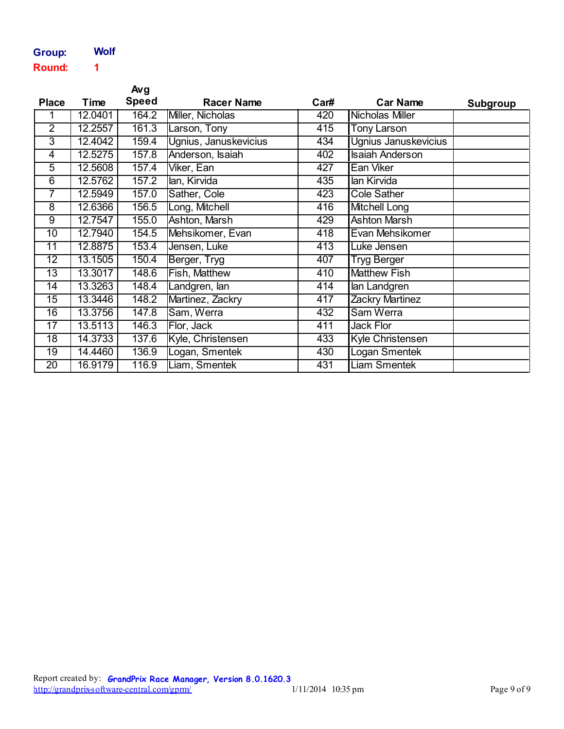**Group:** Wolf

**Round:** 1

| Place | Time | Avg Speed | Racer Name | Car# | Car Name | Subgroup |
|---|---|---|---|---|---|---|
| 1 | 12.0401 | 164.2 | Miller, Nicholas | 420 | Nicholas Miller | |
| 2 | 12.2557 | 161.3 | Larson, Tony | 415 | Tony Larson | |
| 3 | 12.4042 | 159.4 | Ugnius, Januskevicius | 434 | Ugnius Januskevicius | |
| 4 | 12.5275 | 157.8 | Anderson, Isaiah | 402 | Isaiah Anderson | |
| 5 | 12.5608 | 157.4 | Viker, Ean | 427 | Ean Viker | |
| 6 | 12.5762 | 157.2 | Ian, Kirvida | 435 | Ian Kirvida | |
| 7 | 12.5949 | 157.0 | Sather, Cole | 423 | Cole Sather | |
| 8 | 12.6366 | 156.5 | Long, Mitchell | 416 | Mitchell Long | |
| 9 | 12.7547 | 155.0 | Ashton, Marsh | 429 | Ashton Marsh | |
| 10 | 12.7940 | 154.5 | Mehsikomer, Evan | 418 | Evan Mehsikomer | |
| 11 | 12.8875 | 153.4 | Jensen, Luke | 413 | Luke Jensen | |
| 12 | 13.1505 | 150.4 | Berger, Tryg | 407 | Tryg Berger | |
| 13 | 13.3017 | 148.6 | Fish, Matthew | 410 | Matthew Fish | |
| 14 | 13.3263 | 148.4 | Landgren, Ian | 414 | Ian Landgren | |
| 15 | 13.3446 | 148.2 | Martinez, Zackry | 417 | Zackry Martinez | |
| 16 | 13.3756 | 147.8 | Sam, Werra | 432 | Sam Werra | |
| 17 | 13.5113 | 146.3 | Flor, Jack | 411 | Jack Flor | |
| 18 | 14.3733 | 137.6 | Kyle, Christensen | 433 | Kyle Christensen | |
| 19 | 14.4460 | 136.9 | Logan, Smentek | 430 | Logan Smentek | |
| 20 | 16.9179 | 116.9 | Liam, Smentek | 431 | Liam Smentek | |

Report created by: GrandPrix Race Manager, Version 8.0.1620.3
http://grandprix-software-central.com/gprm/ 1/11/2014 10:35 pm